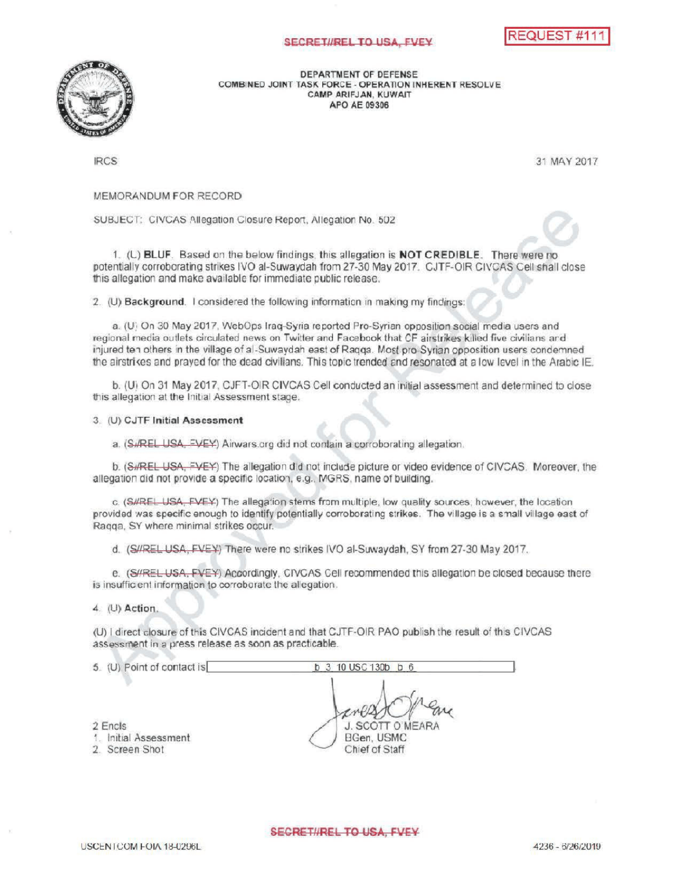SECRET//REL TO USA, FVEY

REQUEST #111

DEPARTMENT OF DEFENSE
COMBINED JOINT TASK FORCE - OPERATION INHERENT RESOLVE
CAMP ARIFJAN, KUWAIT
APO AE 09306

IRCS

31 MAY 2017

MEMORANDUM FOR RECORD

SUBJECT: CIVCAS Allegation Closure Report, Allegation No. 502

1. (U) **BLUF**. Based on the below findings, this allegation is **NOT CREDIBLE**. There were no potentially corroborating strikes IVO al-Suwaydah from 27-30 May 2017. CJTF-OIR CIVCAS Cell shall close this allegation and make available for immediate public release.

2. (U) **Background**. I considered the following information in making my findings:

a. (U) On 30 May 2017, WebOps Iraq-Syria reported Pro-Syrian opposition social media users and regional media outlets circulated news on Twitter and Facebook that CF airstrikes killed five civilians and injured ten others in the village of al-Suwaydah east of Raqqa. Most pro-Syrian opposition users condemned the airstrikes and prayed for the dead civilians. This topic trended and resonated at a low level in the Arabic IE.

b. (U) On 31 May 2017, CJFT-OIR CIVCAS Cell conducted an initial assessment and determined to close this allegation at the Initial Assessment stage.

3. (U) **CJTF Initial Assessment**

a. (~~S//REL USA, FVEY~~) Airwars.org did not contain a corroborating allegation.

b. (~~S//REL USA, FVEY~~) The allegation did not include picture or video evidence of CIVCAS. Moreover, the allegation did not provide a specific location, e.g., MGRS, name of building.

c. (~~S//REL USA, FVEY~~) The allegation stems from multiple, low quality sources; however, the location provided was specific enough to identify potentially corroborating strikes. The village is a small village east of Raqqa, SY where minimal strikes occur.

d. (~~S//REL USA, FVEY~~) There were no strikes IVO al-Suwaydah, SY from 27-30 May 2017.

e. (~~S//REL USA, FVEY~~) Accordingly, CIVCAS Cell recommended this allegation be closed because there is insufficient information to corroborate the allegation.

4. (U) **Action**.

(U) I direct closure of this CIVCAS incident and that CJTF-OIR PAO publish the result of this CIVCAS assessment in a press release as soon as practicable.

5. (U) Point of contact is [b 3 10 USC 130b b 6]

J. SCOTT O'MEARA
BGen, USMC
Chief of Staff

2 Encls
1. Initial Assessment
2. Screen Shot

Approved for Release

SECRET//REL TO USA, FVEY

USCENTCOM FOIA 18-0296L

4236 - 6/26/2019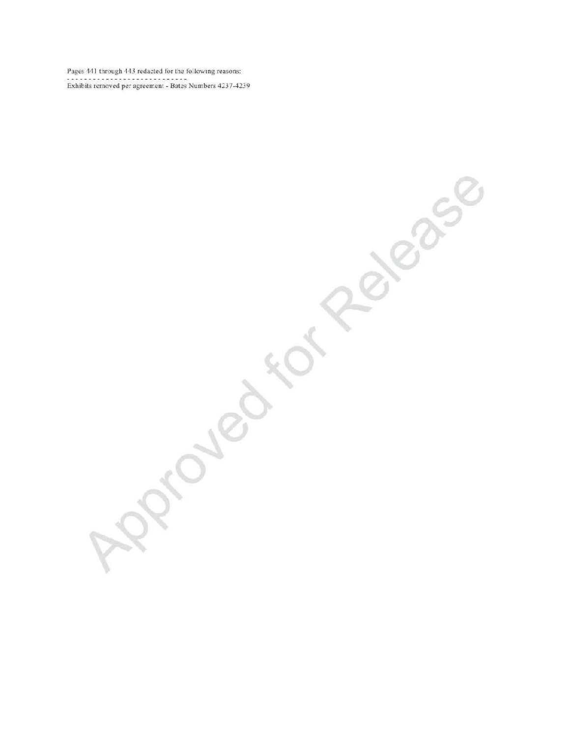Pages 441 through 443 redacted for the following reasons:

- - - - - - - - - - - - - - - - - - - - - - - - - - -

Exhibits removed per agreement - Bates Numbers 4237-4239